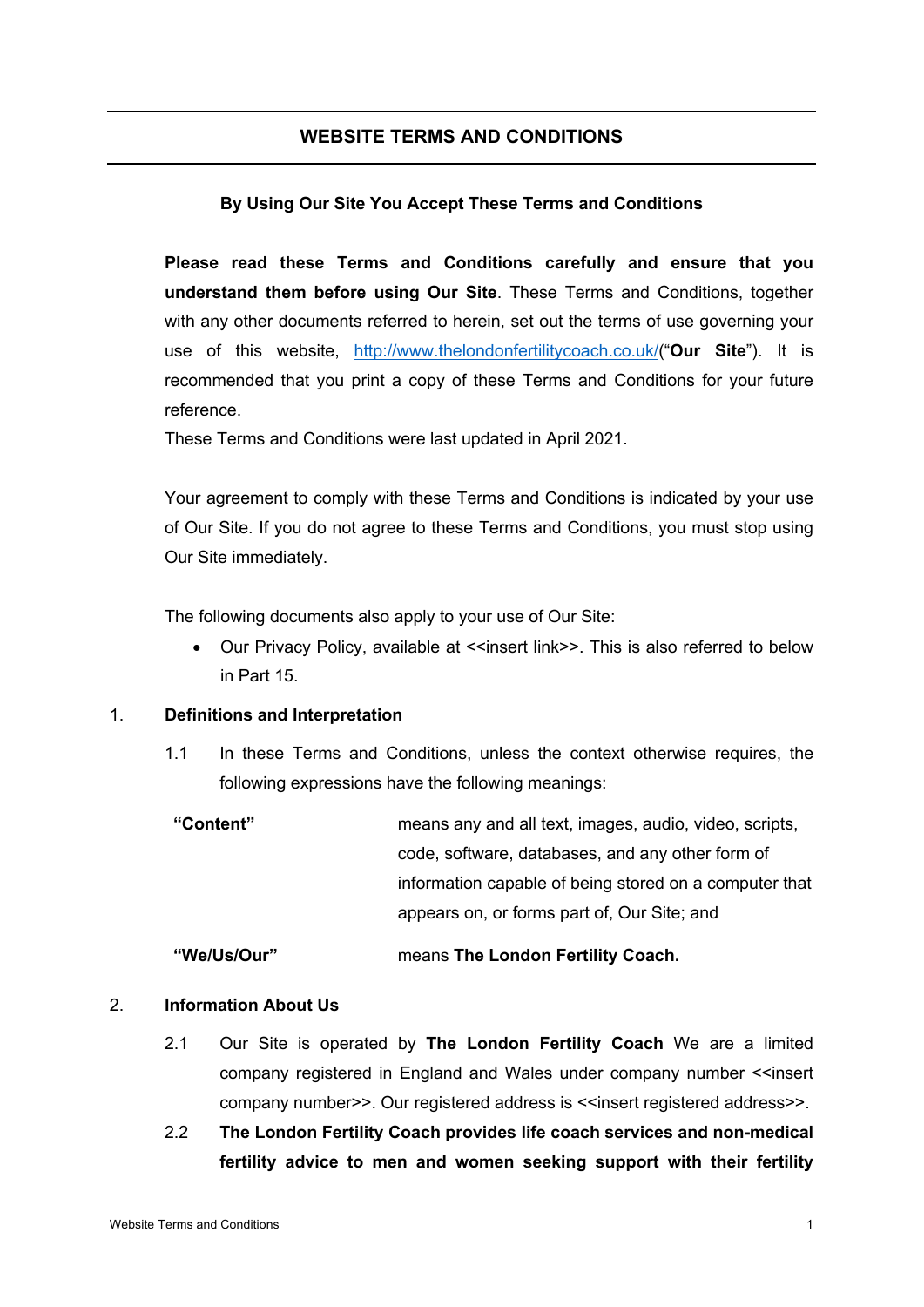# WEBSITE TERMS AND CONDITIONS

**By Using Our Site You Accept These Terms and Conditions**

**Please read these Terms and Conditions carefully and ensure that you understand them before using Our Site**. These Terms and Conditions, together with any other documents referred to herein, set out the terms of use governing your use of this website, http://www.thelondonfertilitycoach.co.uk/("**Our Site**"). It is recommended that you print a copy of these Terms and Conditions for your future reference.

These Terms and Conditions were last updated in April 2021.

Your agreement to comply with these Terms and Conditions is indicated by your use of Our Site. If you do not agree to these Terms and Conditions, you must stop using Our Site immediately.

The following documents also apply to your use of Our Site:

- Our Privacy Policy, available at <<insert link>>. This is also referred to below in Part 15.

## 1. Definitions and Interpretation

1.1 In these Terms and Conditions, unless the context otherwise requires, the following expressions have the following meanings:

| | |
|---|---|
| **"Content"** | means any and all text, images, audio, video, scripts, code, software, databases, and any other form of information capable of being stored on a computer that appears on, or forms part of, Our Site; and |
| **"We/Us/Our"** | means **The London Fertility Coach.** |

## 2. Information About Us

2.1 Our Site is operated by **The London Fertility Coach** We are a limited company registered in England and Wales under company number <<insert company number>>. Our registered address is <<insert registered address>>.

2.2 **The London Fertility Coach provides life coach services and non-medical fertility advice to men and women seeking support with their fertility**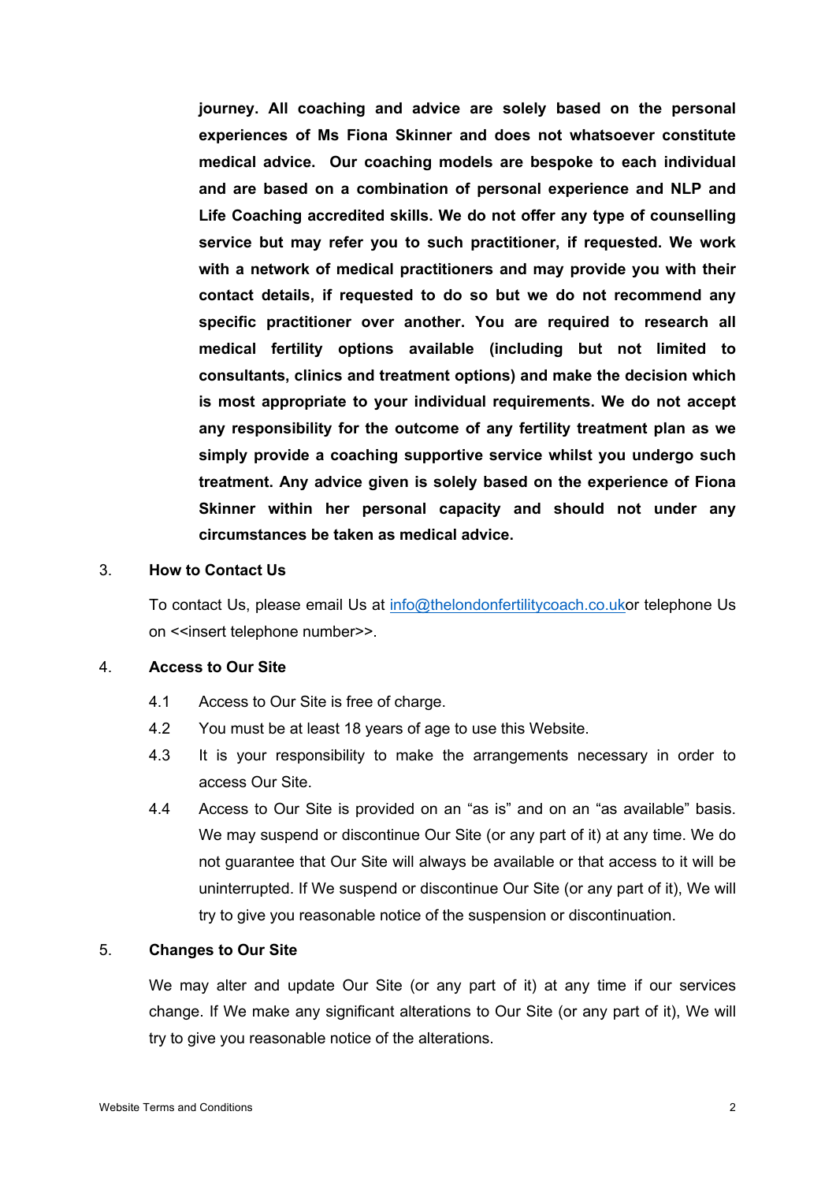**journey. All coaching and advice are solely based on the personal experiences of Ms Fiona Skinner and does not whatsoever constitute medical advice. Our coaching models are bespoke to each individual and are based on a combination of personal experience and NLP and Life Coaching accredited skills. We do not offer any type of counselling service but may refer you to such practitioner, if requested. We work with a network of medical practitioners and may provide you with their contact details, if requested to do so but we do not recommend any specific practitioner over another. You are required to research all medical fertility options available (including but not limited to consultants, clinics and treatment options) and make the decision which is most appropriate to your individual requirements. We do not accept any responsibility for the outcome of any fertility treatment plan as we simply provide a coaching supportive service whilst you undergo such treatment. Any advice given is solely based on the experience of Fiona Skinner within her personal capacity and should not under any circumstances be taken as medical advice.**

## 3. How to Contact Us

To contact Us, please email Us at info@thelondonfertilitycoach.co.ukor telephone Us on <<insert telephone number>>.

## 4. Access to Our Site

4.1 Access to Our Site is free of charge.

4.2 You must be at least 18 years of age to use this Website.

4.3 It is your responsibility to make the arrangements necessary in order to access Our Site.

4.4 Access to Our Site is provided on an "as is" and on an "as available" basis. We may suspend or discontinue Our Site (or any part of it) at any time. We do not guarantee that Our Site will always be available or that access to it will be uninterrupted. If We suspend or discontinue Our Site (or any part of it), We will try to give you reasonable notice of the suspension or discontinuation.

## 5. Changes to Our Site

We may alter and update Our Site (or any part of it) at any time if our services change. If We make any significant alterations to Our Site (or any part of it), We will try to give you reasonable notice of the alterations.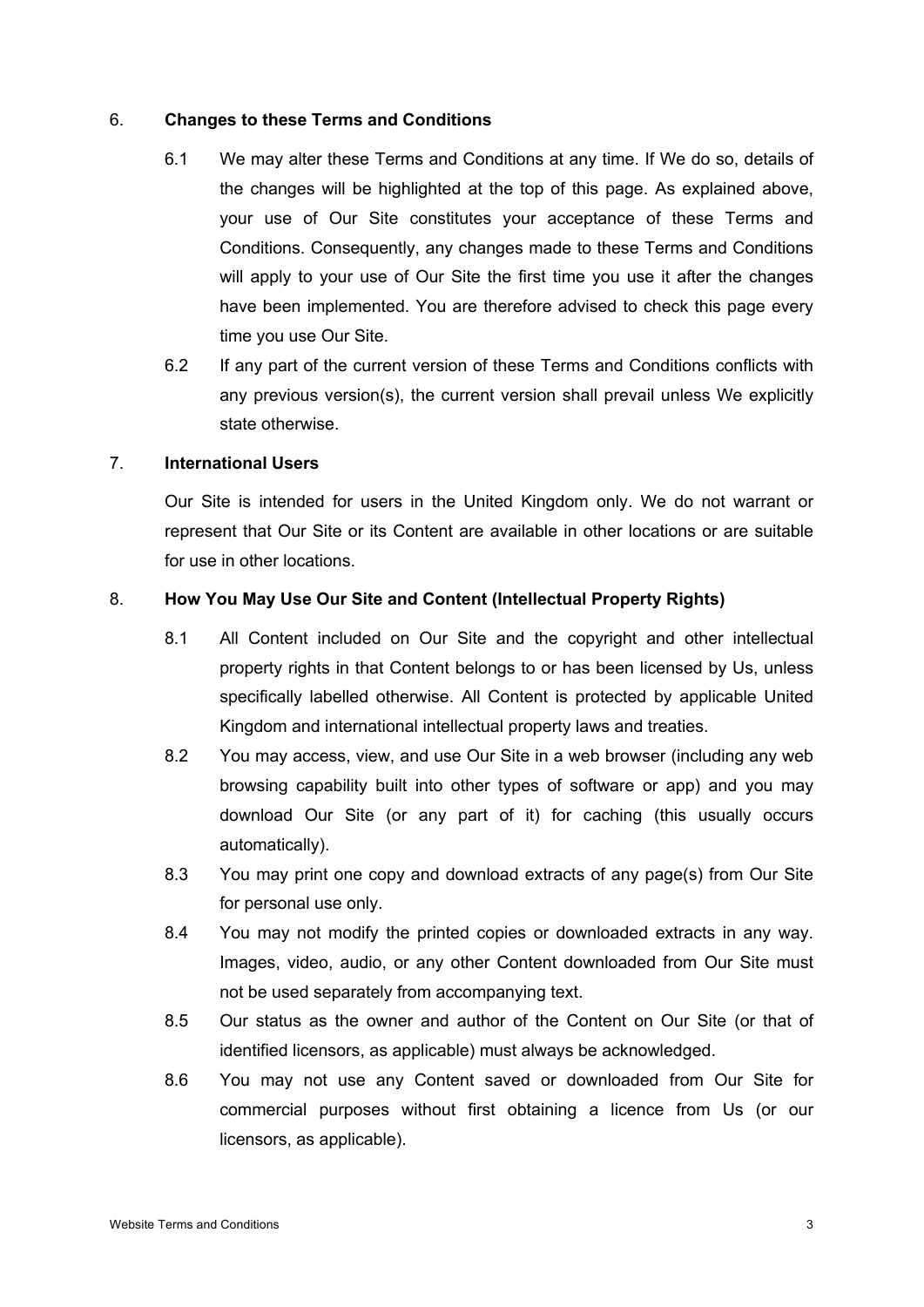## 6. Changes to these Terms and Conditions

6.1 We may alter these Terms and Conditions at any time. If We do so, details of the changes will be highlighted at the top of this page. As explained above, your use of Our Site constitutes your acceptance of these Terms and Conditions. Consequently, any changes made to these Terms and Conditions will apply to your use of Our Site the first time you use it after the changes have been implemented. You are therefore advised to check this page every time you use Our Site.

6.2 If any part of the current version of these Terms and Conditions conflicts with any previous version(s), the current version shall prevail unless We explicitly state otherwise.

## 7. International Users

Our Site is intended for users in the United Kingdom only. We do not warrant or represent that Our Site or its Content are available in other locations or are suitable for use in other locations.

## 8. How You May Use Our Site and Content (Intellectual Property Rights)

8.1 All Content included on Our Site and the copyright and other intellectual property rights in that Content belongs to or has been licensed by Us, unless specifically labelled otherwise. All Content is protected by applicable United Kingdom and international intellectual property laws and treaties.

8.2 You may access, view, and use Our Site in a web browser (including any web browsing capability built into other types of software or app) and you may download Our Site (or any part of it) for caching (this usually occurs automatically).

8.3 You may print one copy and download extracts of any page(s) from Our Site for personal use only.

8.4 You may not modify the printed copies or downloaded extracts in any way. Images, video, audio, or any other Content downloaded from Our Site must not be used separately from accompanying text.

8.5 Our status as the owner and author of the Content on Our Site (or that of identified licensors, as applicable) must always be acknowledged.

8.6 You may not use any Content saved or downloaded from Our Site for commercial purposes without first obtaining a licence from Us (or our licensors, as applicable).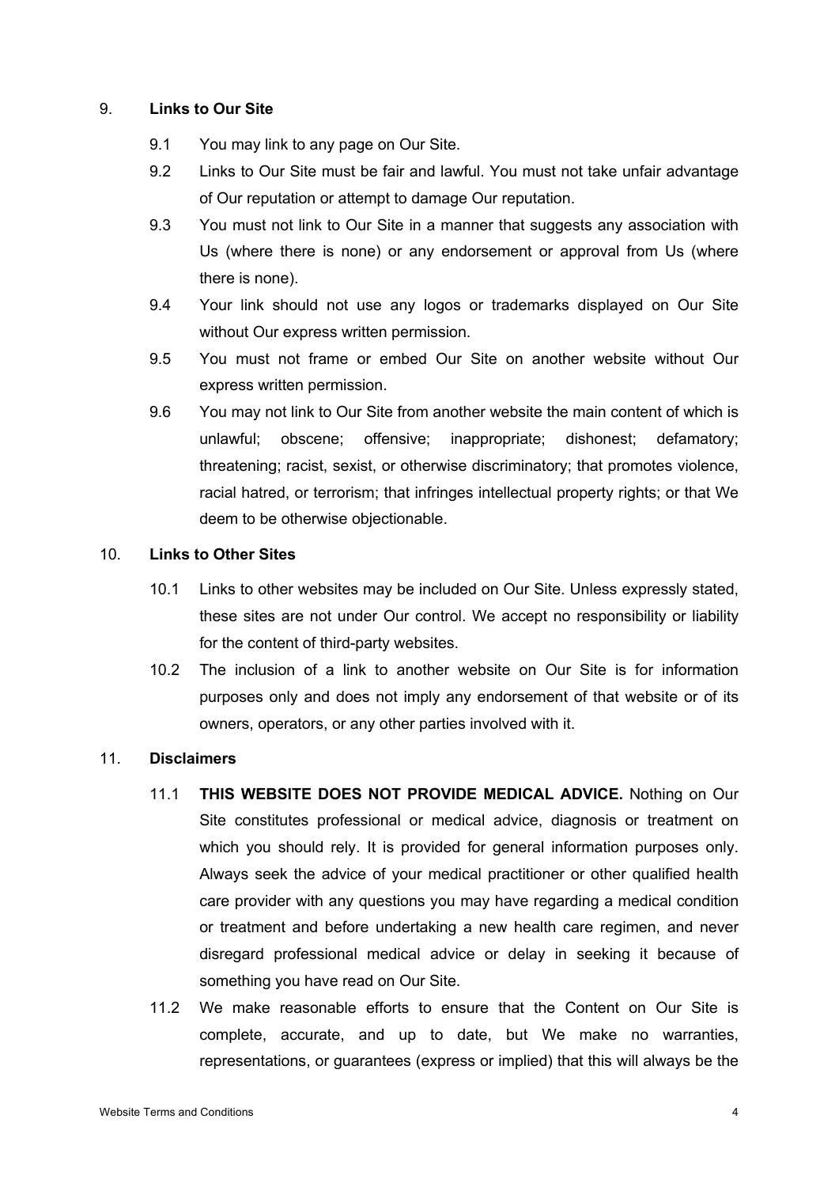## 9. Links to Our Site

9.1 You may link to any page on Our Site.

9.2 Links to Our Site must be fair and lawful. You must not take unfair advantage of Our reputation or attempt to damage Our reputation.

9.3 You must not link to Our Site in a manner that suggests any association with Us (where there is none) or any endorsement or approval from Us (where there is none).

9.4 Your link should not use any logos or trademarks displayed on Our Site without Our express written permission.

9.5 You must not frame or embed Our Site on another website without Our express written permission.

9.6 You may not link to Our Site from another website the main content of which is unlawful; obscene; offensive; inappropriate; dishonest; defamatory; threatening; racist, sexist, or otherwise discriminatory; that promotes violence, racial hatred, or terrorism; that infringes intellectual property rights; or that We deem to be otherwise objectionable.

## 10. Links to Other Sites

10.1 Links to other websites may be included on Our Site. Unless expressly stated, these sites are not under Our control. We accept no responsibility or liability for the content of third-party websites.

10.2 The inclusion of a link to another website on Our Site is for information purposes only and does not imply any endorsement of that website or of its owners, operators, or any other parties involved with it.

## 11. Disclaimers

11.1 **THIS WEBSITE DOES NOT PROVIDE MEDICAL ADVICE.** Nothing on Our Site constitutes professional or medical advice, diagnosis or treatment on which you should rely. It is provided for general information purposes only. Always seek the advice of your medical practitioner or other qualified health care provider with any questions you may have regarding a medical condition or treatment and before undertaking a new health care regimen, and never disregard professional medical advice or delay in seeking it because of something you have read on Our Site.

11.2 We make reasonable efforts to ensure that the Content on Our Site is complete, accurate, and up to date, but We make no warranties, representations, or guarantees (express or implied) that this will always be the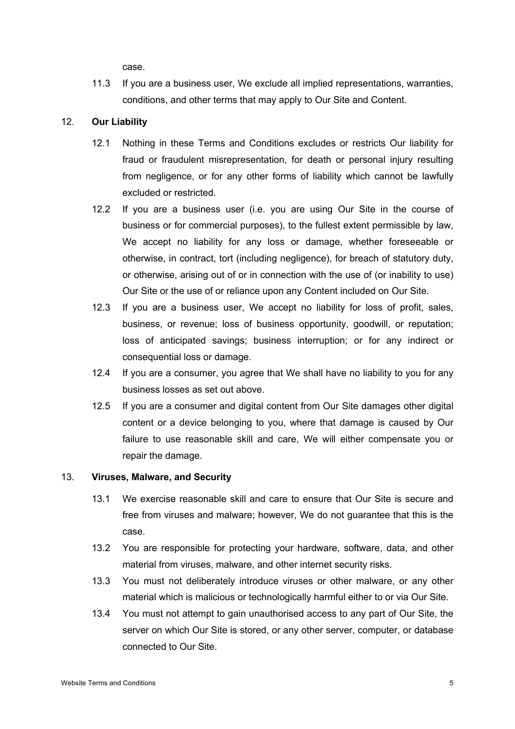case.

11.3 If you are a business user, We exclude all implied representations, warranties, conditions, and other terms that may apply to Our Site and Content.

## 12. Our Liability

12.1 Nothing in these Terms and Conditions excludes or restricts Our liability for fraud or fraudulent misrepresentation, for death or personal injury resulting from negligence, or for any other forms of liability which cannot be lawfully excluded or restricted.

12.2 If you are a business user (i.e. you are using Our Site in the course of business or for commercial purposes), to the fullest extent permissible by law, We accept no liability for any loss or damage, whether foreseeable or otherwise, in contract, tort (including negligence), for breach of statutory duty, or otherwise, arising out of or in connection with the use of (or inability to use) Our Site or the use of or reliance upon any Content included on Our Site.

12.3 If you are a business user, We accept no liability for loss of profit, sales, business, or revenue; loss of business opportunity, goodwill, or reputation; loss of anticipated savings; business interruption; or for any indirect or consequential loss or damage.

12.4 If you are a consumer, you agree that We shall have no liability to you for any business losses as set out above.

12.5 If you are a consumer and digital content from Our Site damages other digital content or a device belonging to you, where that damage is caused by Our failure to use reasonable skill and care, We will either compensate you or repair the damage.

## 13. Viruses, Malware, and Security

13.1 We exercise reasonable skill and care to ensure that Our Site is secure and free from viruses and malware; however, We do not guarantee that this is the case.

13.2 You are responsible for protecting your hardware, software, data, and other material from viruses, malware, and other internet security risks.

13.3 You must not deliberately introduce viruses or other malware, or any other material which is malicious or technologically harmful either to or via Our Site.

13.4 You must not attempt to gain unauthorised access to any part of Our Site, the server on which Our Site is stored, or any other server, computer, or database connected to Our Site.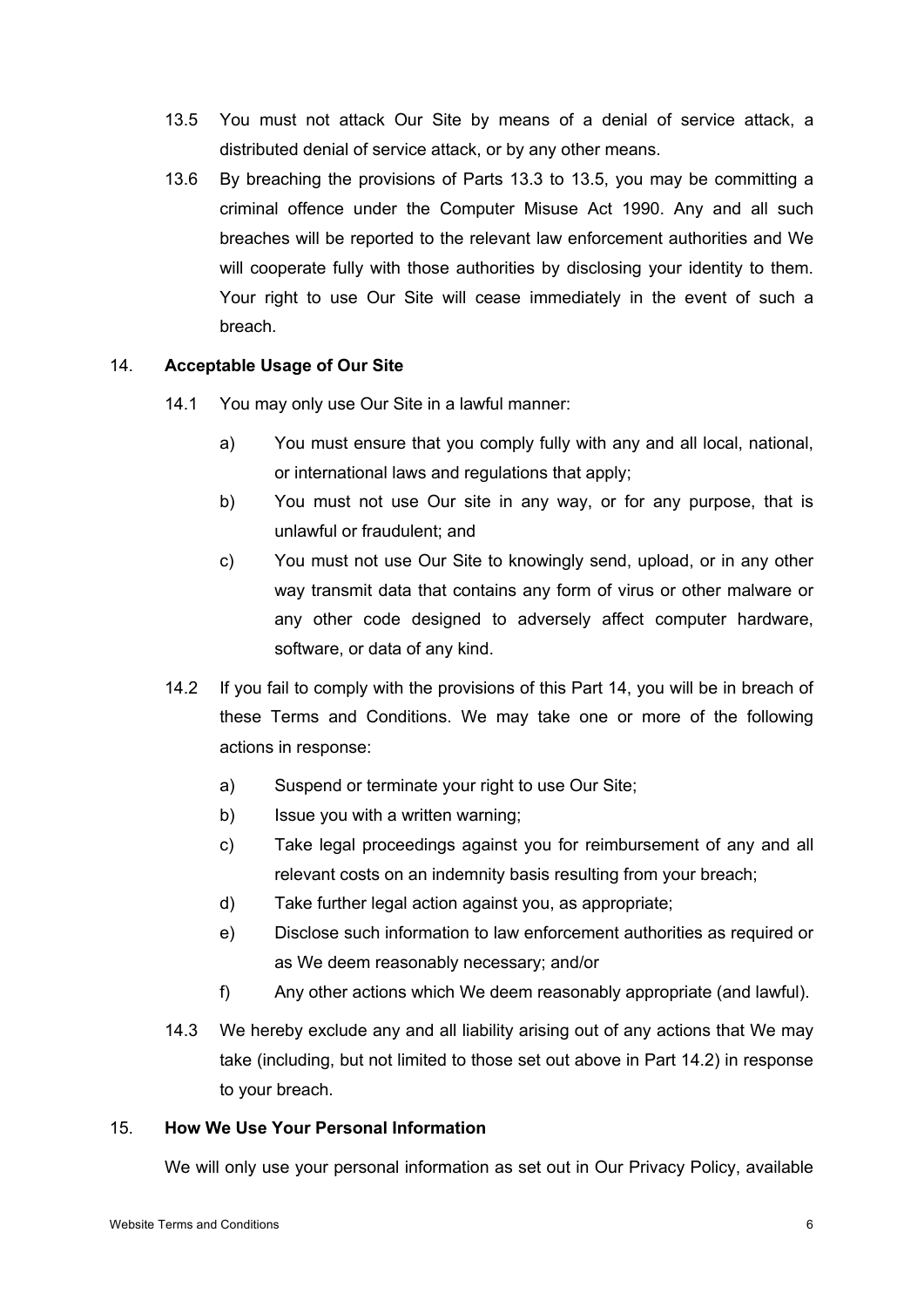13.5 You must not attack Our Site by means of a denial of service attack, a distributed denial of service attack, or by any other means.

13.6 By breaching the provisions of Parts 13.3 to 13.5, you may be committing a criminal offence under the Computer Misuse Act 1990. Any and all such breaches will be reported to the relevant law enforcement authorities and We will cooperate fully with those authorities by disclosing your identity to them. Your right to use Our Site will cease immediately in the event of such a breach.

## 14. Acceptable Usage of Our Site

14.1 You may only use Our Site in a lawful manner:

a) You must ensure that you comply fully with any and all local, national, or international laws and regulations that apply;

b) You must not use Our site in any way, or for any purpose, that is unlawful or fraudulent; and

c) You must not use Our Site to knowingly send, upload, or in any other way transmit data that contains any form of virus or other malware or any other code designed to adversely affect computer hardware, software, or data of any kind.

14.2 If you fail to comply with the provisions of this Part 14, you will be in breach of these Terms and Conditions. We may take one or more of the following actions in response:

a) Suspend or terminate your right to use Our Site;

b) Issue you with a written warning;

c) Take legal proceedings against you for reimbursement of any and all relevant costs on an indemnity basis resulting from your breach;

d) Take further legal action against you, as appropriate;

e) Disclose such information to law enforcement authorities as required or as We deem reasonably necessary; and/or

f) Any other actions which We deem reasonably appropriate (and lawful).

14.3 We hereby exclude any and all liability arising out of any actions that We may take (including, but not limited to those set out above in Part 14.2) in response to your breach.

## 15. How We Use Your Personal Information

We will only use your personal information as set out in Our Privacy Policy, available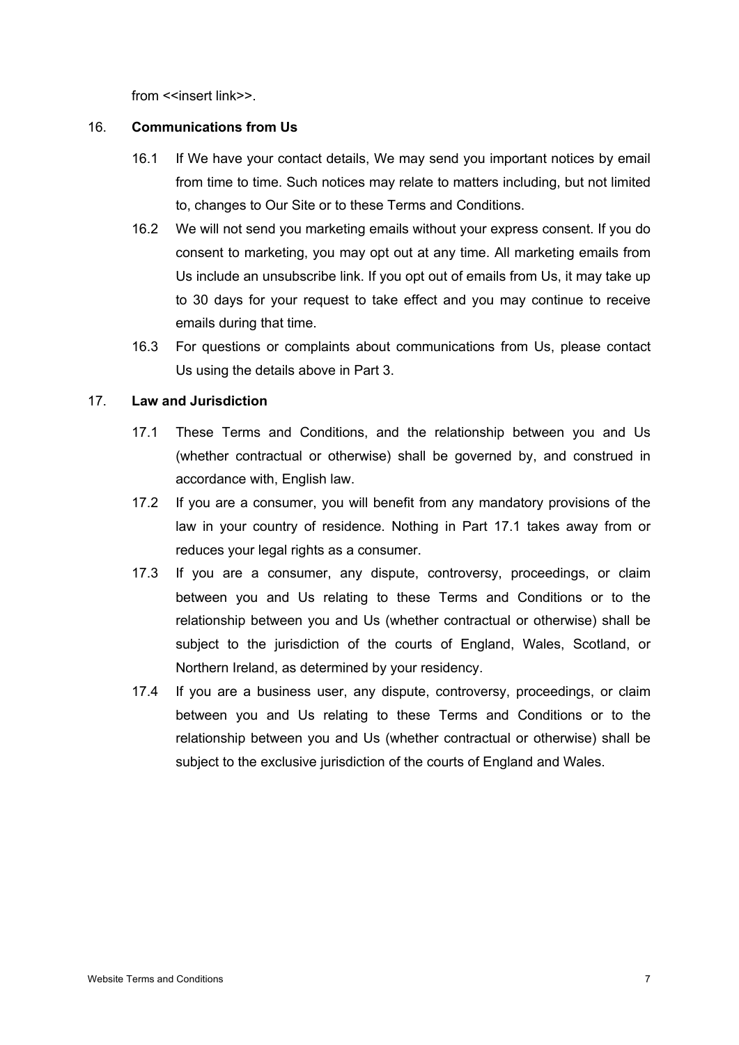from <<insert link>>.

## 16. Communications from Us

16.1 If We have your contact details, We may send you important notices by email from time to time. Such notices may relate to matters including, but not limited to, changes to Our Site or to these Terms and Conditions.

16.2 We will not send you marketing emails without your express consent. If you do consent to marketing, you may opt out at any time. All marketing emails from Us include an unsubscribe link. If you opt out of emails from Us, it may take up to 30 days for your request to take effect and you may continue to receive emails during that time.

16.3 For questions or complaints about communications from Us, please contact Us using the details above in Part 3.

## 17. Law and Jurisdiction

17.1 These Terms and Conditions, and the relationship between you and Us (whether contractual or otherwise) shall be governed by, and construed in accordance with, English law.

17.2 If you are a consumer, you will benefit from any mandatory provisions of the law in your country of residence. Nothing in Part 17.1 takes away from or reduces your legal rights as a consumer.

17.3 If you are a consumer, any dispute, controversy, proceedings, or claim between you and Us relating to these Terms and Conditions or to the relationship between you and Us (whether contractual or otherwise) shall be subject to the jurisdiction of the courts of England, Wales, Scotland, or Northern Ireland, as determined by your residency.

17.4 If you are a business user, any dispute, controversy, proceedings, or claim between you and Us relating to these Terms and Conditions or to the relationship between you and Us (whether contractual or otherwise) shall be subject to the exclusive jurisdiction of the courts of England and Wales.